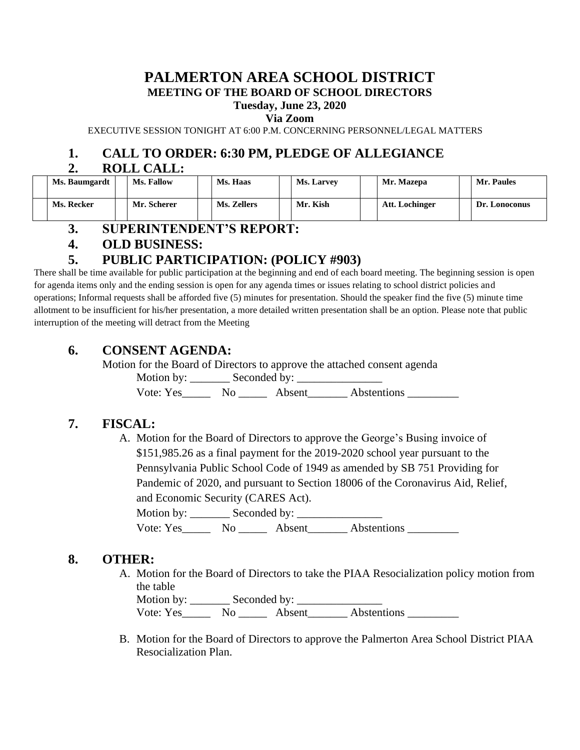# PALMERTON AREA SCHOOL DISTRICT

## MEETING OF THE BOARD OF SCHOOL DIRECTORS

**Tuesday, June 23, 2020**

**Via Zoom**

EXECUTIVE SESSION TONIGHT AT 6:00 P.M. CONCERNING PERSONNEL/LEGAL MATTERS

## 1. CALL TO ORDER: 6:30 PM, PLEDGE OF ALLEGIANCE

## 2. ROLL CALL:

| | | | | | | | | | | | |
|---|---|---|---|---|---|---|---|---|---|---|---|
| | **Ms. Baumgardt** | | **Ms. Fallow** | | **Ms. Haas** | | **Ms. Larvey** | | **Mr. Mazepa** | | **Mr. Paules** |
| | **Ms. Recker** | | **Mr. Scherer** | | **Ms. Zellers** | | **Mr. Kish** | | **Att. Lochinger** | | **Dr. Lonoconus** |

## 3. SUPERINTENDENT'S REPORT:

## 4. OLD BUSINESS:

## 5. PUBLIC PARTICIPATION: (POLICY #903)

There shall be time available for public participation at the beginning and end of each board meeting. The beginning session is open for agenda items only and the ending session is open for any agenda times or issues relating to school district policies and operations; Informal requests shall be afforded five (5) minutes for presentation. Should the speaker find the five (5) minute time allotment to be insufficient for his/her presentation, a more detailed written presentation shall be an option. Please note that public interruption of the meeting will detract from the Meeting

## 6. CONSENT AGENDA:

Motion for the Board of Directors to approve the attached consent agenda

Motion by: _______ Seconded by: _______________

Vote: Yes_____ No _____ Absent_______ Abstentions _________

## 7. FISCAL:

A. Motion for the Board of Directors to approve the George's Busing invoice of $151,985.26 as a final payment for the 2019-2020 school year pursuant to the Pennsylvania Public School Code of 1949 as amended by SB 751 Providing for Pandemic of 2020, and pursuant to Section 18006 of the Coronavirus Aid, Relief, and Economic Security (CARES Act).

Motion by: _______ Seconded by: _______________

Vote: Yes_____ No _____ Absent_______ Abstentions _________

## 8. OTHER:

A. Motion for the Board of Directors to take the PIAA Resocialization policy motion from the table

Motion by: _______ Seconded by: _______________

Vote: Yes_____ No _____ Absent_______ Abstentions _________

B. Motion for the Board of Directors to approve the Palmerton Area School District PIAA Resocialization Plan.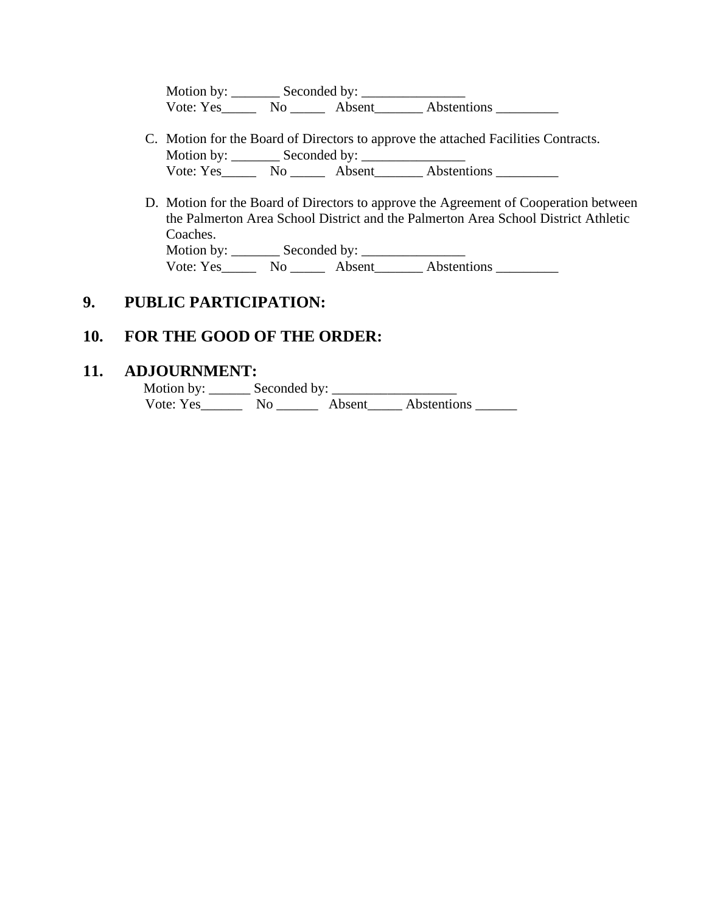Motion by: _______ Seconded by: _______________
Vote: Yes_____ No _____ Absent_______ Abstentions _________

C. Motion for the Board of Directors to approve the attached Facilities Contracts.
Motion by: _______ Seconded by: _______________
Vote: Yes_____ No _____ Absent_______ Abstentions _________

D. Motion for the Board of Directors to approve the Agreement of Cooperation between the Palmerton Area School District and the Palmerton Area School District Athletic Coaches.
Motion by: _______ Seconded by: _______________
Vote: Yes_____ No _____ Absent_______ Abstentions _________

## 9. PUBLIC PARTICIPATION:

## 10. FOR THE GOOD OF THE ORDER:

## 11. ADJOURNMENT:

Motion by: ______ Seconded by: __________________
Vote: Yes______ No ______ Absent_____ Abstentions ______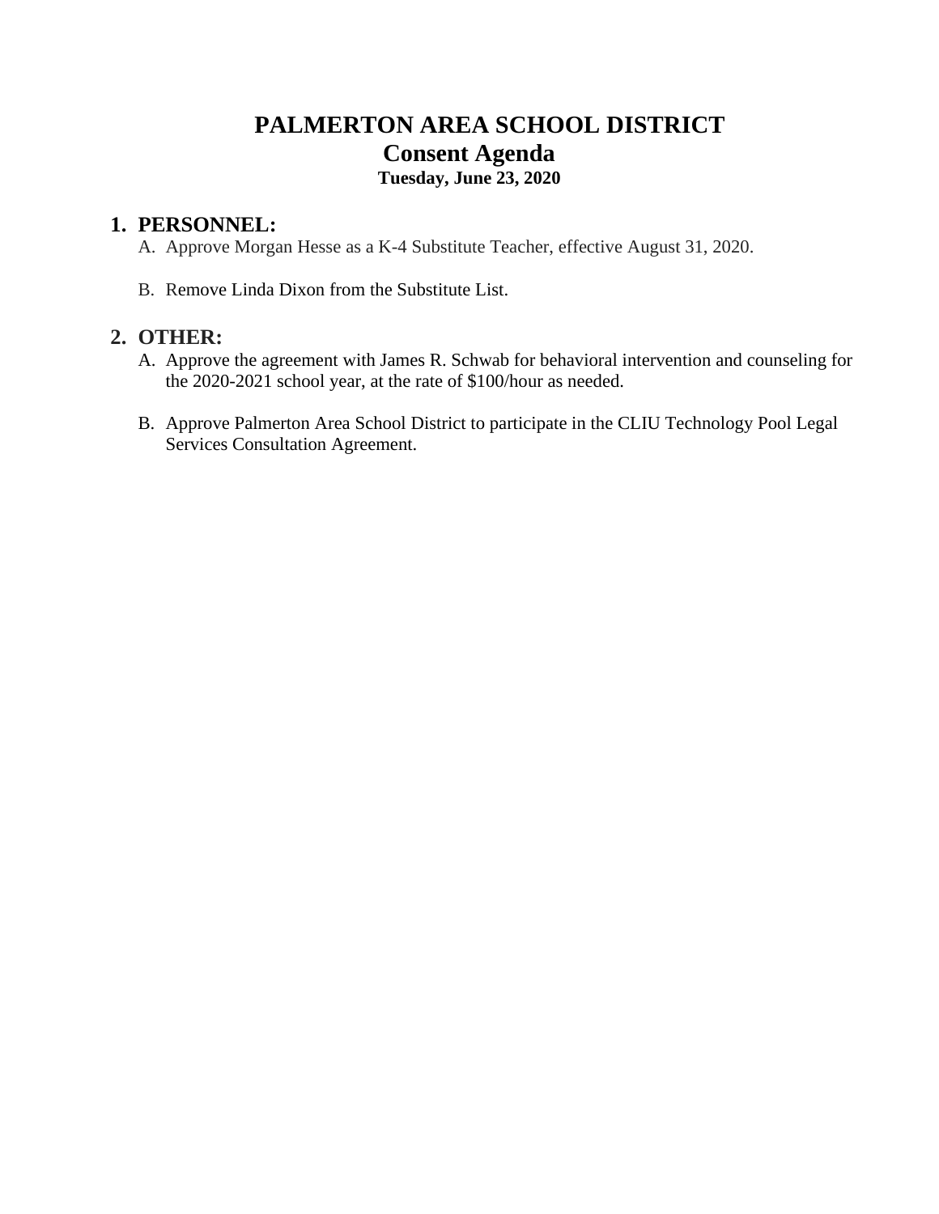# PALMERTON AREA SCHOOL DISTRICT

## Consent Agenda

**Tuesday, June 23, 2020**

## 1. PERSONNEL:

A. Approve Morgan Hesse as a K-4 Substitute Teacher, effective August 31, 2020.

B. Remove Linda Dixon from the Substitute List.

## 2. OTHER:

A. Approve the agreement with James R. Schwab for behavioral intervention and counseling for the 2020-2021 school year, at the rate of $100/hour as needed.

B. Approve Palmerton Area School District to participate in the CLIU Technology Pool Legal Services Consultation Agreement.